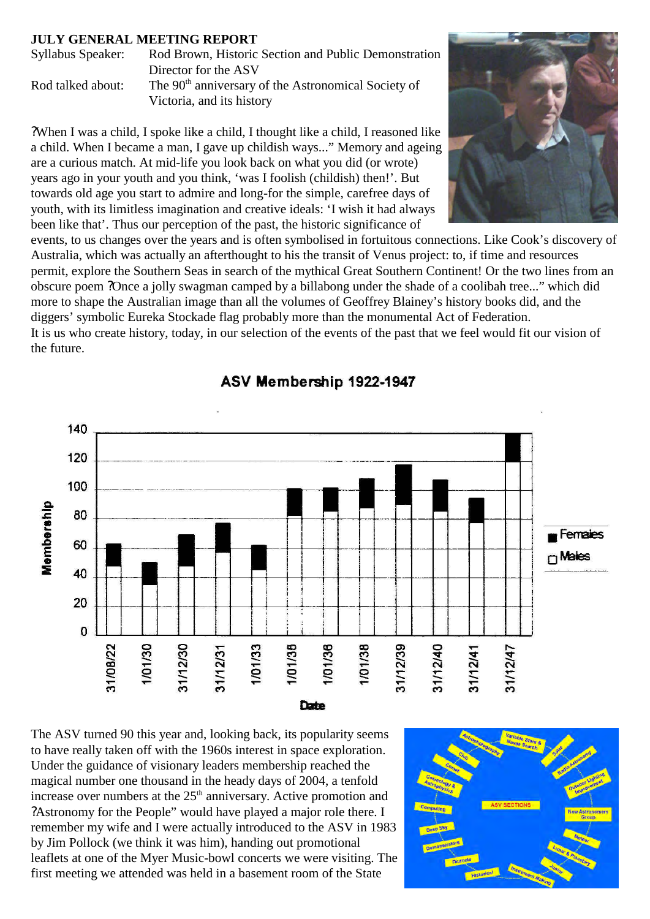**JULY GENERAL MEETING REPORT**

Syllabus Speaker: Rod Brown, Historic Section and Public Demonstration Director for the ASV

Rod talked about: The 90th anniversary of the Astronomical Society of Victoria, and its history

?When I was a child, I spoke like a child, I thought like a child, I reasoned like a child. When I became a man, I gave up childish ways..." Memory and ageing are a curious match. At mid-life you look back on what you did (or wrote) years ago in your youth and you think, 'was I foolish (childish) then!'. But towards old age you start to admire and long-for the simple, carefree days of youth, with its limitless imagination and creative ideals: 'I wish it had always been like that'. Thus our perception of the past, the historic significance of events, to us changes over the years and is often symbolised in fortuitous connections. Like Cook's discovery of Australia, which was actually an afterthought to his the transit of Venus project: to, if time and resources permit, explore the Southern Seas in search of the mythical Great Southern Continent! Or the two lines from an obscure poem ?Once a jolly swagman camped by a billabong under the shade of a coolibah tree..." which did more to shape the Australian image than all the volumes of Geoffrey Blainey's history books did, and the diggers' symbolic Eureka Stockade flag probably more than the monumental Act of Federation.
It is us who create history, today, in our selection of the events of the past that we feel would fit our vision of the future.

**ASV Membership 1922-1947**

The ASV turned 90 this year and, looking back, its popularity seems to have really taken off with the 1960s interest in space exploration. Under the guidance of visionary leaders membership reached the magical number one thousand in the heady days of 2004, a tenfold increase over numbers at the 25th anniversary. Active promotion and ?Astronomy for the People" would have played a major role there. I remember my wife and I were actually introduced to the ASV in 1983 by Jim Pollock (we think it was him), handing out promotional leaflets at one of the Myer Music-bowl concerts we were visiting. The first meeting we attended was held in a basement room of the State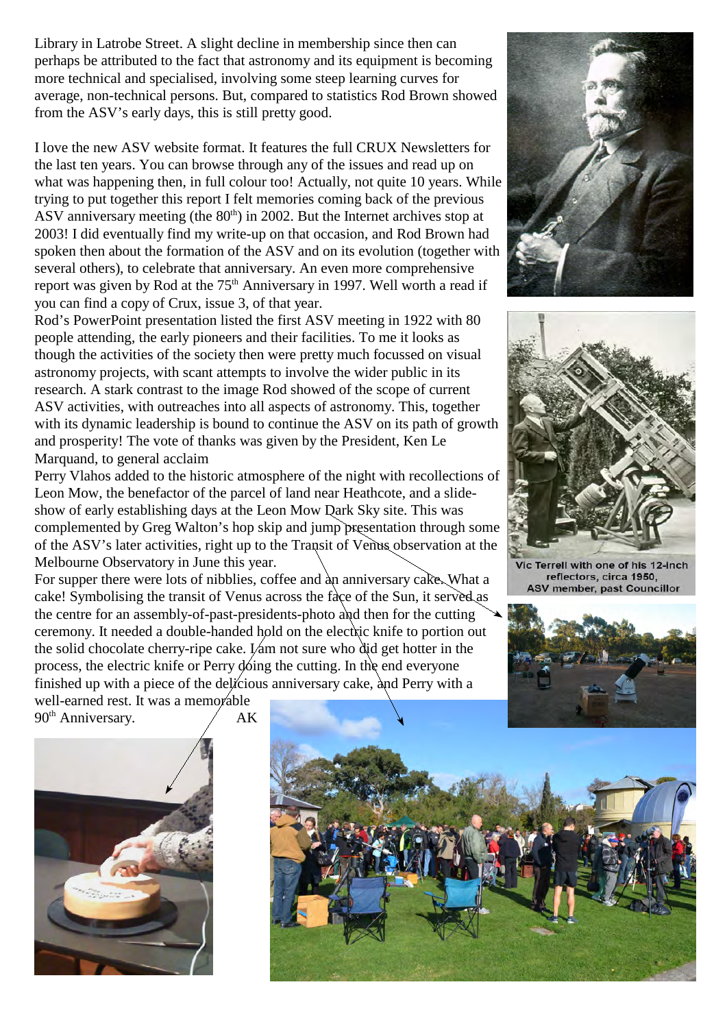Library in Latrobe Street. A slight decline in membership since then can perhaps be attributed to the fact that astronomy and its equipment is becoming more technical and specialised, involving some steep learning curves for average, non-technical persons. But, compared to statistics Rod Brown showed from the ASV's early days, this is still pretty good.

I love the new ASV website format. It features the full CRUX Newsletters for the last ten years. You can browse through any of the issues and read up on what was happening then, in full colour too! Actually, not quite 10 years. While trying to put together this report I felt memories coming back of the previous ASV anniversary meeting (the 80th) in 2002. But the Internet archives stop at 2003! I did eventually find my write-up on that occasion, and Rod Brown had spoken then about the formation of the ASV and on its evolution (together with several others), to celebrate that anniversary. An even more comprehensive report was given by Rod at the 75th Anniversary in 1997. Well worth a read if you can find a copy of Crux, issue 3, of that year.

Rod's PowerPoint presentation listed the first ASV meeting in 1922 with 80 people attending, the early pioneers and their facilities. To me it looks as though the activities of the society then were pretty much focussed on visual astronomy projects, with scant attempts to involve the wider public in its research. A stark contrast to the image Rod showed of the scope of current ASV activities, with outreaches into all aspects of astronomy. This, together with its dynamic leadership is bound to continue the ASV on its path of growth and prosperity! The vote of thanks was given by the President, Ken Le Marquand, to general acclaim

Perry Vlahos added to the historic atmosphere of the night with recollections of Leon Mow, the benefactor of the parcel of land near Heathcote, and a slide-show of early establishing days at the Leon Mow Dark Sky site. This was complemented by Greg Walton's hop skip and jump presentation through some of the ASV's later activities, right up to the Transit of Venus observation at the Melbourne Observatory in June this year.

For supper there were lots of nibblies, coffee and an anniversary cake. What a cake! Symbolising the transit of Venus across the face of the Sun, it served as the centre for an assembly-of-past-presidents-photo and then for the cutting ceremony. It needed a double-handed hold on the electric knife to portion out the solid chocolate cherry-ripe cake. I am not sure who did get hotter in the process, the electric knife or Perry doing the cutting. In the end everyone finished up with a piece of the delicious anniversary cake, and Perry with a well-earned rest. It was a memorable 90th Anniversary.

AK

Vic Terrell with one of his 12-inch reflectors, circa 1950, ASV member, past Councillor